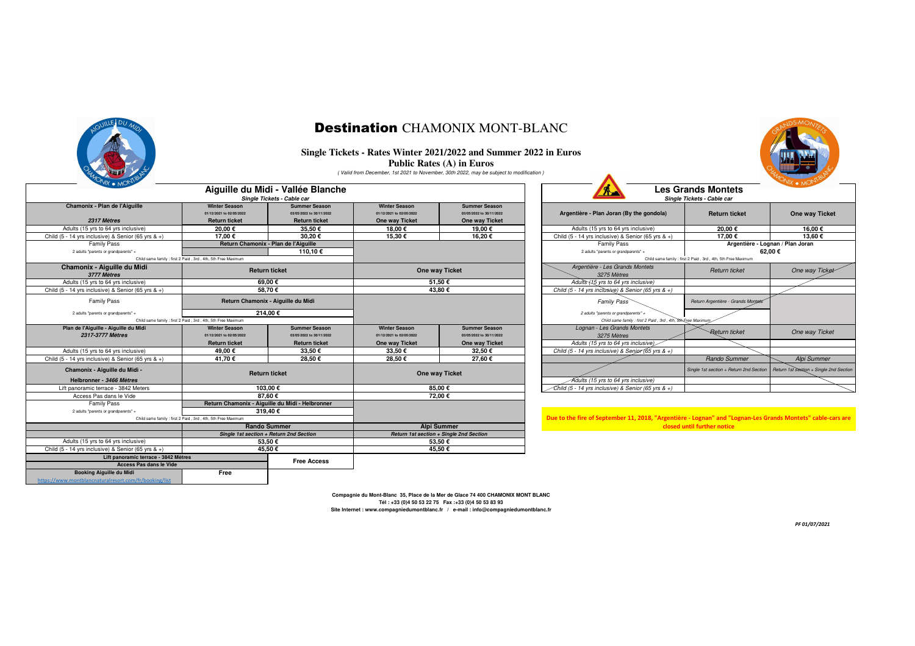# Destination CHAMONIX MONT-BLANC

## Single Tickets - Rates Winter 2021/2022 and Summer 2022 in Euros

### Public Rates (A) in Euros

*( Valid from December, 1st 2021 to November, 30th 2022, may be subject to modification )*

## Aiguille du Midi - Vallée Blanche

*Single Tickets - Cable car*

| Chamonix - Plan de l'Aiguille<br>*2317 Mètres* | Winter Season<br>01/12/2021 to 02/05/2022<br>Return ticket | Summer Season<br>03/05/2022 to 30/11/2022<br>Return ticket | Winter Season<br>01/12/2021 to 02/05/2022<br>One way Ticket | Summer Season<br>03/05/2022 to 30/11/2022<br>One way Ticket |
|---|---|---|---|---|
| Adults (15 yrs to 64 yrs inclusive) | 20,00 € | 35,50 € | 18,00 € | 19,00 € |
| Child (5 - 14 yrs inclusive) & Senior (65 yrs & +) | 17,00 € | 30,20 € | 15,30 € | 16,20 € |
| Family Pass | Return Chamonix - Plan de l'Aiguille | | | |
| 2 adults "parents or grandparents" + | | 110,10 € | | |
| Child same family : first 2 Paid , 3rd , 4th, 5th Free Maximum | | | | |

| Chamonix - Aiguille du Midi<br>*3777 Mètres* | Return ticket | One way Ticket |
|---|---|---|
| Adults (15 yrs to 64 yrs inclusive) | 69,00 € | 51,50 € |
| Child (5 - 14 yrs inclusive) & Senior (65 yrs & +) | 58,70 € | 43,80 € |
| Family Pass | Return Chamonix - Aiguille du Midi | |
| 2 adults "parents or grandparents" + | 214,00 € | |
| Child same family : first 2 Paid , 3rd , 4th, 5th Free Maximum | | |

| Plan de l'Aiguille - Aiguille du Midi<br>*2317-3777 Mètres* | Winter Season<br>01/12/2021 to 02/05/2022<br>Return ticket | Summer Season<br>03/05/2022 to 30/11/2022<br>Return ticket | Winter Season<br>01/12/2021 to 02/05/2022<br>One way Ticket | Summer Season<br>03/05/2022 to 30/11/2022<br>One way Ticket |
|---|---|---|---|---|
| Adults (15 yrs to 64 yrs inclusive) | 49,00 € | 33,50 € | 33,50 € | 32,50 € |
| Child (5 - 14 yrs inclusive) & Senior (65 yrs & +) | 41,70 € | 28,50 € | 28,50 € | 27,60 € |

| Chamonix - Aiguille du Midi -<br>Helbronner - *3466 Mètres* | Return ticket | One way Ticket |
|---|---|---|
| Lift panoramic terrace - 3842 Meters | 103,00 € | 85,00 € |
| Access Pas dans le Vide | 87,60 € | 72,00 € |
| Family Pass | Return Chamonix - Aiguille du Midi - Helbronner | |
| 2 adults "parents or grandparents" + | 319,40 € | |
| Child same family : first 2 Paid , 3rd , 4th, 5th Free Maximum | | |

| | Rando Summer<br>*Single 1st section + Return 2nd Section* | Alpi Summer<br>*Return 1st section + Single 2nd Section* |
|---|---|---|
| Adults (15 yrs to 64 yrs inclusive) | 53,50 € | 53,50 € |
| Child (5 - 14 yrs inclusive) & Senior (65 yrs & +) | 45,50 € | 45,50 € |

| Lift panoramic terrace - 3842 Mètres<br>Access Pas dans le Vide | Free Access |
|---|---|
| Booking Aiguille du Midi<br>https://www.montblancnaturalresort.com/fr/booking/list | Free |

## Les Grands Montets

*Single Tickets - Cable car*

| Argentière - Plan Joran (By the gondola) | Return ticket | One way Ticket |
|---|---|---|
| Adults (15 yrs to 64 yrs inclusive) | 20,00 € | 16,00 € |
| Child (5 - 14 yrs inclusive) & Senior (65 yrs & +) | 17,00 € | 13,60 € |
| Family Pass | Argentière - Lognan / Plan Joran | |
| 2 adults "parents or grandparents" + | 62,00 € | |
| Child same family : first 2 Paid , 3rd , 4th, 5th Free Maximum | | |

| *Argentière - Les Grands Montets<br>3275 Mètres* | *Return ticket* | *One way Ticket* |
|---|---|---|
| *Adults (15 yrs to 64 yrs inclusive)* | | |
| *Child (5 - 14 yrs inclusive) & Senior (65 yrs & +)* | | |
| *Family Pass* | *Return Argentière - Grands Montets* | |
| *2 adults "parents or grandparents" +* | | |
| *Child same family : first 2 Paid , 3rd , 4th, 5th Free Maximum* | | |

| *Lognan - Les Grands Montets<br>3275 Mètres* | *Return ticket* | *One way Ticket* |
|---|---|---|
| *Adults (15 yrs to 64 yrs inclusive)* | | |
| *Child (5 - 14 yrs inclusive) & Senior (65 yrs & +)* | | |
| | *Rando Summer*<br>*Single 1st section + Return 2nd Section* | *Alpi Summer*<br>*Return 1st section + Single 2nd Section* |
| *Adults (15 yrs to 64 yrs inclusive)* | | |
| *Child (5 - 14 yrs inclusive) & Senior (65 yrs & +)* | | |

**Due to the fire of September 11, 2018, "Argentière - Lognan" and "Lognan-Les Grands Montets" cable-cars are closed until further notice**

**Compagnie du Mont-Blanc 35, Place de la Mer de Glace 74 400 CHAMONIX MONT BLANC**
**Tél : +33 (0)4 50 53 22 75 Fax :+33 (0)4 50 53 83 93**
**Site Internet : www.compagniedumontblanc.fr / e-mail : info@compagniedumontblanc.fr**

*PF 01/07/2021*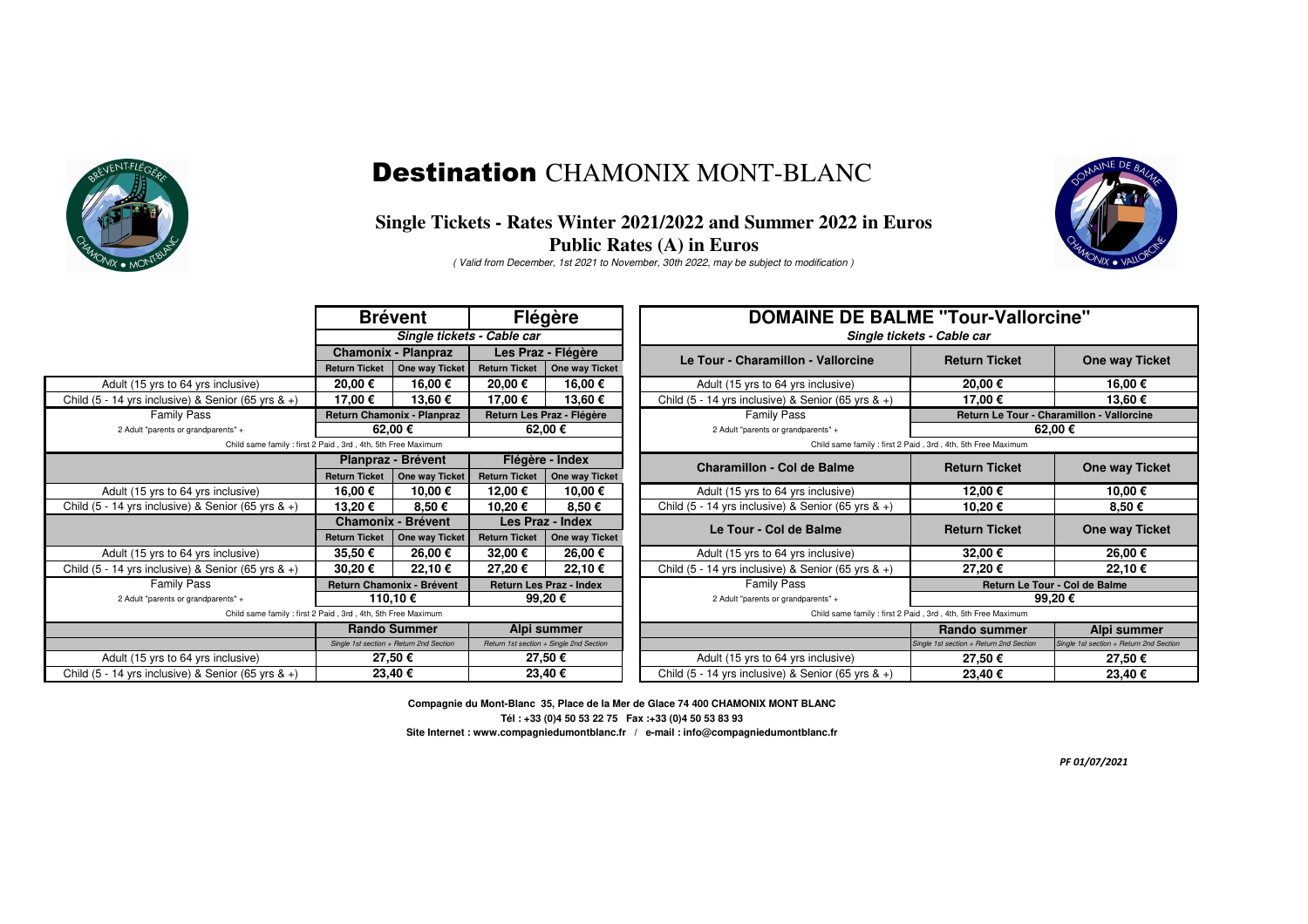# Destination CHAMONIX MONT-BLANC

## Single Tickets - Rates Winter 2021/2022 and Summer 2022 in Euros

### Public Rates (A) in Euros

*( Valid from December, 1st 2021 to November, 30th 2022, may be subject to modification )*

| | Brévent | | Flégère | |
|---|---|---|---|---|
| | *Single tickets - Cable car* | | | |
| | Chamonix - Planpraz | | Les Praz - Flégère | |
| | Return Ticket | One way Ticket | Return Ticket | One way Ticket |
| Adult (15 yrs to 64 yrs inclusive) | 20,00 € | 16,00 € | 20,00 € | 16,00 € |
| Child (5 - 14 yrs inclusive) & Senior (65 yrs & +) | 17,00 € | 13,60 € | 17,00 € | 13,60 € |
| Family Pass | Return Chamonix - Planpraz | | Return Les Praz - Flégère | |
| 2 Adult "parents or grandparents" + | 62,00 € | | 62,00 € | |
| Child same family : first 2 Paid , 3rd , 4th, 5th Free Maximum | | | | |
| | Planpraz - Brévent | | Flégère - Index | |
| | Return Ticket | One way Ticket | Return Ticket | One way Ticket |
| Adult (15 yrs to 64 yrs inclusive) | 16,00 € | 10,00 € | 12,00 € | 10,00 € |
| Child (5 - 14 yrs inclusive) & Senior (65 yrs & +) | 13,20 € | 8,50 € | 10,20 € | 8,50 € |
| | Chamonix - Brévent | | Les Praz - Index | |
| | Return Ticket | One way Ticket | Return Ticket | One way Ticket |
| Adult (15 yrs to 64 yrs inclusive) | 35,50 € | 26,00 € | 32,00 € | 26,00 € |
| Child (5 - 14 yrs inclusive) & Senior (65 yrs & +) | 30,20 € | 22,10 € | 27,20 € | 22,10 € |
| Family Pass | Return Chamonix - Brévent | | Return Les Praz - Index | |
| 2 Adult "parents or grandparents" + | 110,10 € | | 99,20 € | |
| Child same family : first 2 Paid , 3rd , 4th, 5th Free Maximum | | | | |
| | Rando Summer | | Alpi summer | |
| | *Single 1st section + Return 2nd Section* | | *Return 1st section + Single 2nd Section* | |
| Adult (15 yrs to 64 yrs inclusive) | 27,50 € | | 27,50 € | |
| Child (5 - 14 yrs inclusive) & Senior (65 yrs & +) | 23,40 € | | 23,40 € | |

| DOMAINE DE BALME "Tour-Vallorcine" | | |
|---|---|---|
| *Single tickets - Cable car* | | |
| Le Tour - Charamillon - Vallorcine | Return Ticket | One way Ticket |
| Adult (15 yrs to 64 yrs inclusive) | 20,00 € | 16,00 € |
| Child (5 - 14 yrs inclusive) & Senior (65 yrs & +) | 17,00 € | 13,60 € |
| Family Pass | Return Le Tour - Charamillon - Vallorcine | |
| 2 Adult "parents or grandparents" + | 62,00 € | |
| Child same family : first 2 Paid , 3rd , 4th, 5th Free Maximum | | |
| Charamillon - Col de Balme | Return Ticket | One way Ticket |
| Adult (15 yrs to 64 yrs inclusive) | 12,00 € | 10,00 € |
| Child (5 - 14 yrs inclusive) & Senior (65 yrs & +) | 10,20 € | 8,50 € |
| Le Tour - Col de Balme | Return Ticket | One way Ticket |
| Adult (15 yrs to 64 yrs inclusive) | 32,00 € | 26,00 € |
| Child (5 - 14 yrs inclusive) & Senior (65 yrs & +) | 27,20 € | 22,10 € |
| Family Pass | Return Le Tour - Col de Balme | |
| 2 Adult "parents or grandparents" + | 99,20 € | |
| Child same family : first 2 Paid , 3rd , 4th, 5th Free Maximum | | |
| | Rando summer | Alpi summer |
| | *Single 1st section + Return 2nd Section* | *Single 1st section + Return 2nd Section* |
| Adult (15 yrs to 64 yrs inclusive) | 27,50 € | 27,50 € |
| Child (5 - 14 yrs inclusive) & Senior (65 yrs & +) | 23,40 € | 23,40 € |

**Compagnie du Mont-Blanc 35, Place de la Mer de Glace 74 400 CHAMONIX MONT BLANC**

**Tél : +33 (0)4 50 53 22 75 Fax :+33 (0)4 50 53 83 93**

**Site Internet : www.compagniedumontblanc.fr / e-mail : info@compagniedumontblanc.fr**

*PF 01/07/2021*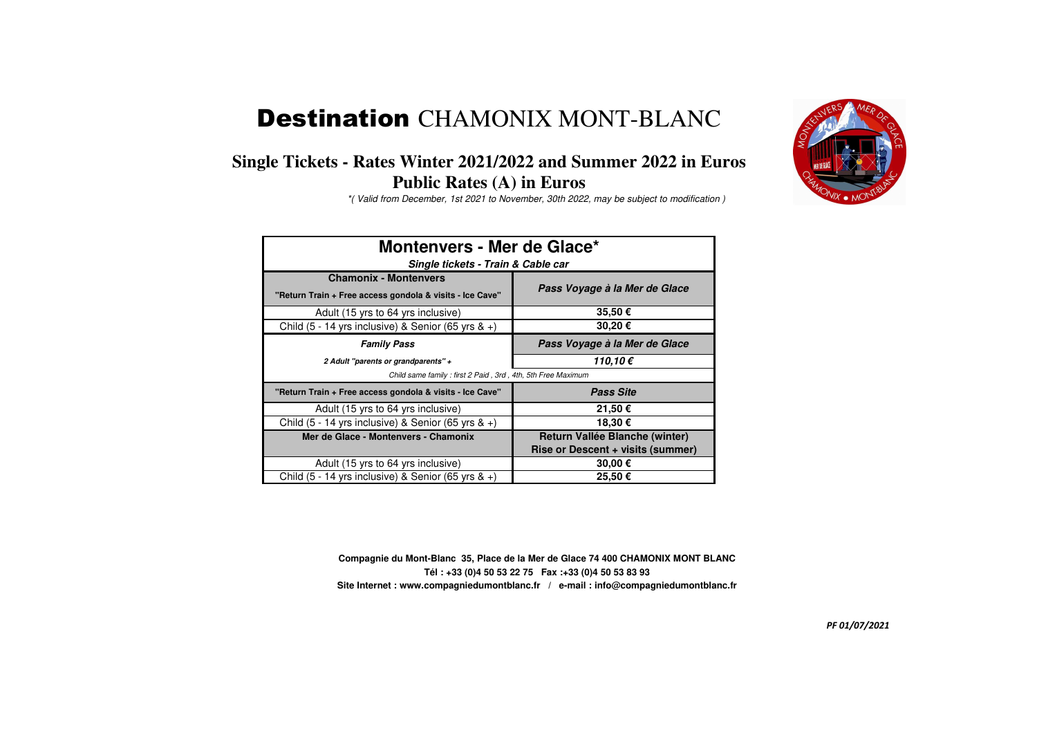# **Destination** CHAMONIX MONT-BLANC

## Single Tickets - Rates Winter 2021/2022 and Summer 2022 in Euros
## Public Rates (A) in Euros

*\*( Valid from December, 1st 2021 to November, 30th 2022, may be subject to modification )*

| **Montenvers - Mer de Glace\*** *Single tickets - Train & Cable car* | |
|---|---|
| **Chamonix - Montenvers** **"Return Train + Free access gondola & visits - Ice Cave"** | ***Pass Voyage à la Mer de Glace*** |
| Adult (15 yrs to 64 yrs inclusive) | **35,50 €** |
| Child (5 - 14 yrs inclusive) & Senior (65 yrs & +) | **30,20 €** |
| ***Family Pass*** | ***Pass Voyage à la Mer de Glace*** |
| ***2 Adult "parents or grandparents" +*** | ***110,10 €*** |
| *Child same family : first 2 Paid , 3rd , 4th, 5th Free Maximum* | |
| **"Return Train + Free access gondola & visits - Ice Cave"** | ***Pass Site*** |
| Adult (15 yrs to 64 yrs inclusive) | **21,50 €** |
| Child (5 - 14 yrs inclusive) & Senior (65 yrs & +) | **18,30 €** |
| **Mer de Glace - Montenvers - Chamonix** | **Return Vallée Blanche (winter)** **Rise or Descent + visits (summer)** |
| Adult (15 yrs to 64 yrs inclusive) | **30,00 €** |
| Child (5 - 14 yrs inclusive) & Senior (65 yrs & +) | **25,50 €** |

**Compagnie du Mont-Blanc 35, Place de la Mer de Glace 74 400 CHAMONIX MONT BLANC**
**Tél : +33 (0)4 50 53 22 75 Fax :+33 (0)4 50 53 83 93**
**Site Internet : www.compagniedumontblanc.fr / e-mail : info@compagniedumontblanc.fr**

***PF 01/07/2021***